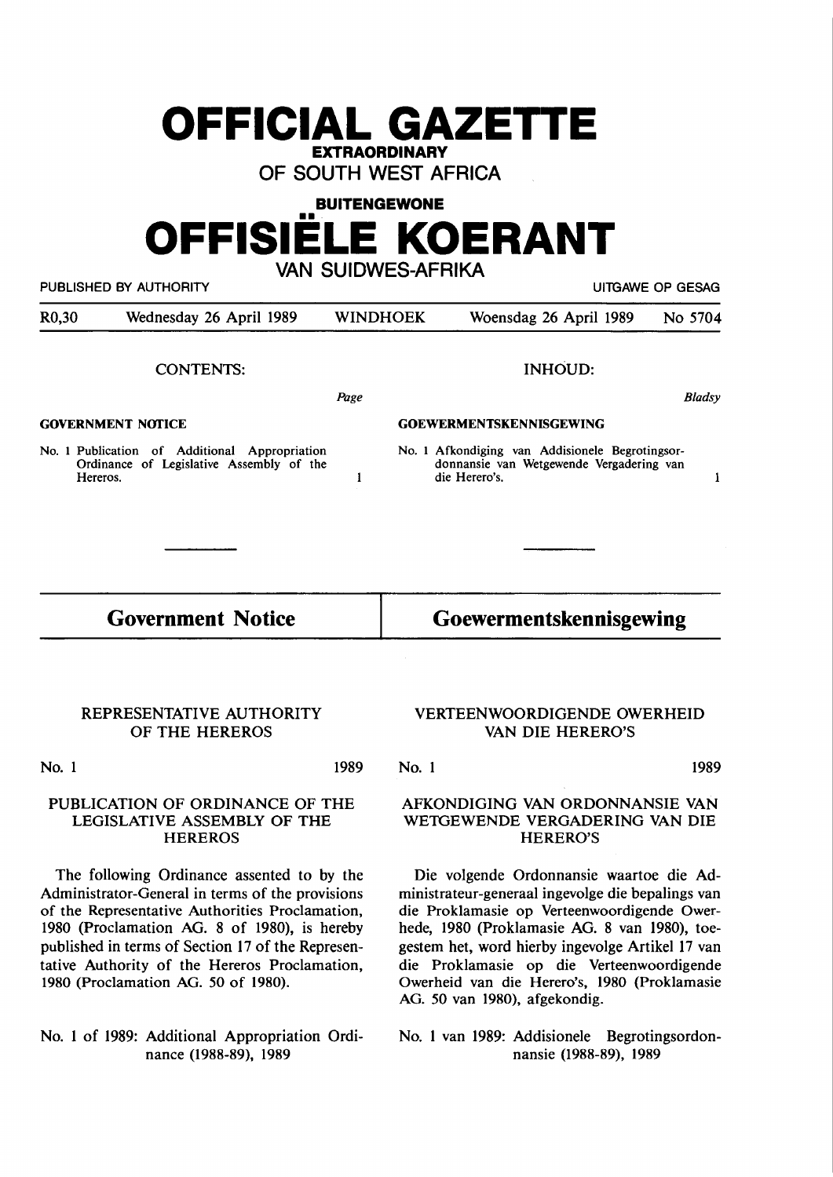# OFFICIAL GAZETTE

**EXTRAORDINARY**

**OF SOUTH WEST AFRICA**

**BUITENGEWONE**

# OFFISIËLE KOERANT

**VAN SUIDWES-AFRIKA**

PUBLISHED BY AUTHORITY — UITGAWE OP GESAG

R0,30 — Wednesday 26 April 1989 — WINDHOEK — Woensdag 26 April 1989 — No 5704

## CONTENTS:

**GOVERNMENT NOTICE** — *Page*

No. 1 Publication of Additional Appropriation Ordinance of Legislative Assembly of the Hereros. — 1

## INHOUD:

**GOEWERMENTSKENNISGEWING** — *Bladsy*

No. 1 Afkondiging van Addisionele Begrotingsordonnansie van Wetgewende Vergadering van die Herero's. — 1

## Government Notice

### REPRESENTATIVE AUTHORITY OF THE HEREROS

No. 1 — 1989

### PUBLICATION OF ORDINANCE OF THE LEGISLATIVE ASSEMBLY OF THE HEREROS

The following Ordinance assented to by the Administrator-General in terms of the provisions of the Representative Authorities Proclamation, 1980 (Proclamation AG. 8 of 1980), is hereby published in terms of Section 17 of the Representative Authority of the Hereros Proclamation, 1980 (Proclamation AG. 50 of 1980).

No. 1 of 1989: Additional Appropriation Ordinance (1988-89), 1989

## Goewermentskennisgewing

### VERTEENWOORDIGENDE OWERHEID VAN DIE HERERO'S

No. 1 — 1989

### AFKONDIGING VAN ORDONNANSIE VAN WETGEWENDE VERGADERING VAN DIE HERERO'S

Die volgende Ordonnansie waartoe die Administrateur-generaal ingevolge die bepalings van die Proklamasie op Verteenwoordigende Owerhede, 1980 (Proklamasie AG. 8 van 1980), toegestem het, word hierby ingevolge Artikel 17 van die Proklamasie op die Verteenwoordigende Owerheid van die Herero's, 1980 (Proklamasie AG. 50 van 1980), afgekondig.

No. 1 van 1989: Addisionele Begrotingsordonnansie (1988-89), 1989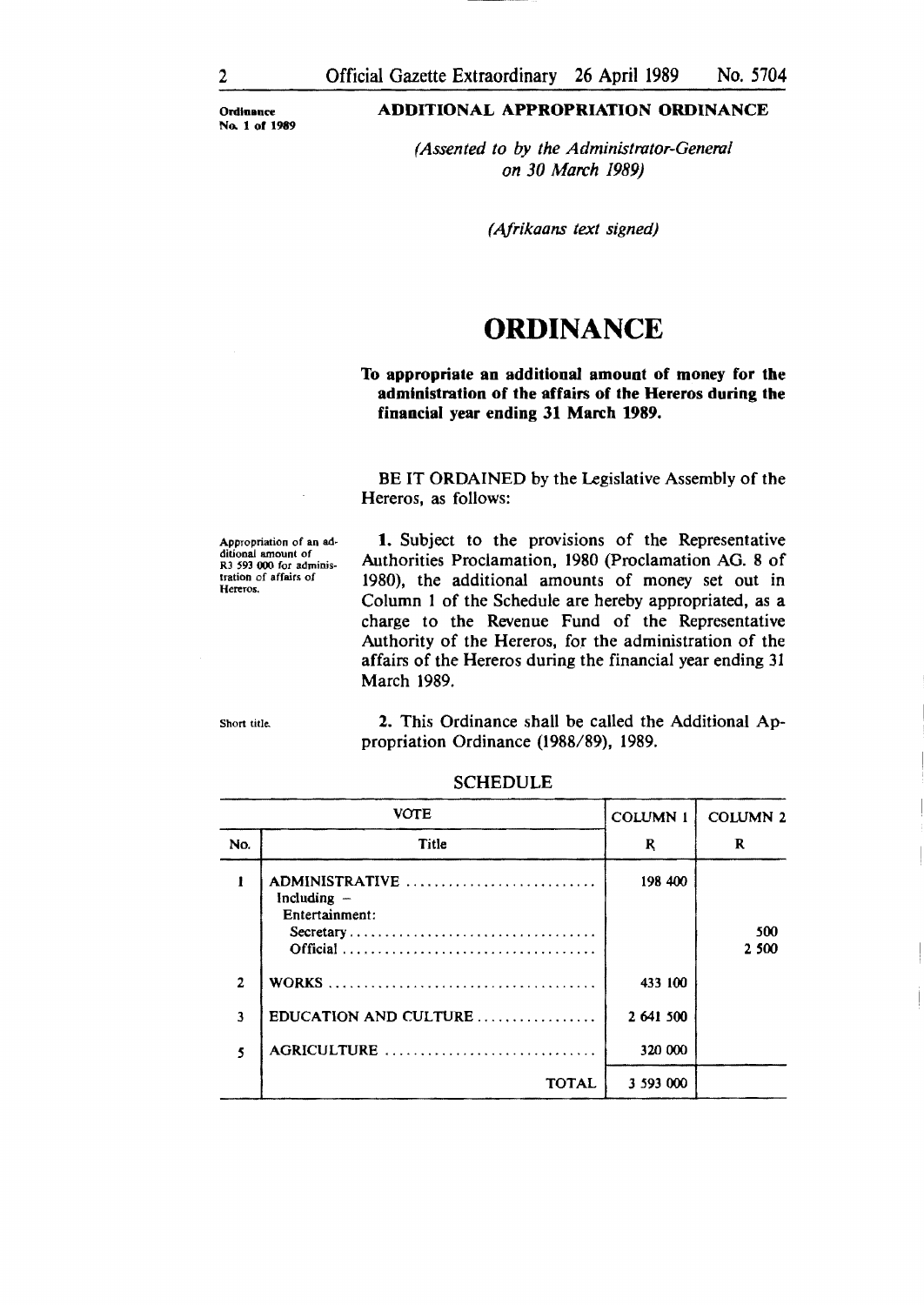**Ordinance No. 1 of 1989**

## ADDITIONAL APPROPRIATION ORDINANCE

*(Assented to by the Administrator-General on 30 March 1989)*

*(Afrikaans text signed)*

# ORDINANCE

**To appropriate an additional amount of money for the administration of the affairs of the Hereros during the financial year ending 31 March 1989.**

BE IT ORDAINED by the Legislative Assembly of the Hereros, as follows:

Appropriation of an additional amount of R3 593 000 for administration of affairs of Hereros.

**1.** Subject to the provisions of the Representative Authorities Proclamation, 1980 (Proclamation AG. 8 of 1980), the additional amounts of money set out in Column 1 of the Schedule are hereby appropriated, as a charge to the Revenue Fund of the Representative Authority of the Hereros, for the administration of the affairs of the Hereros during the financial year ending 31 March 1989.

Short title.

**2.** This Ordinance shall be called the Additional Appropriation Ordinance (1988/89), 1989.

SCHEDULE

| VOTE | | COLUMN 1 | COLUMN 2 |
|---|---|---|---|
| No. | Title | R | R |
| 1 | ADMINISTRATIVE<br>Including –<br>Entertainment:<br>Secretary<br>Official | 198 400 | <br><br><br>500<br>2 500 |
| 2 | WORKS | 433 100 | |
| 3 | EDUCATION AND CULTURE | 2 641 500 | |
| 5 | AGRICULTURE | 320 000 | |
| | TOTAL | 3 593 000 | |